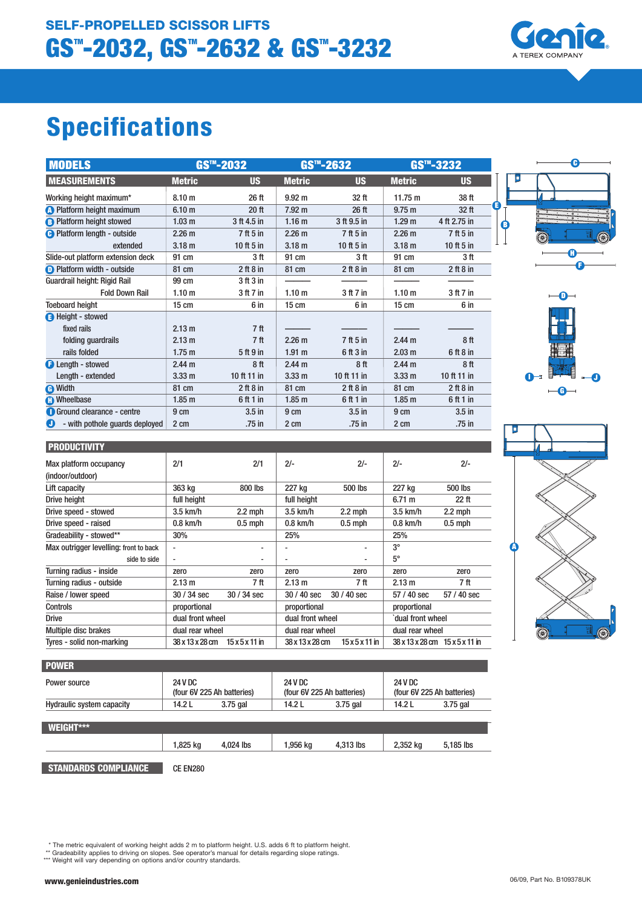## SELF-PROPELLED SCISSOR LIFTS

# GS™-2032, GS™-2632 & GS™-3232

# Specifications

| MODELS | GS™-2032 | | GS™-2632 | | GS™-3232 | |
|---|---|---|---|---|---|---|
| **MEASUREMENTS** | **Metric** | **US** | **Metric** | **US** | **Metric** | **US** |
| Working height maximum* | 8.10 m | 26 ft | 9.92 m | 32 ft | 11.75 m | 38 ft |
| A Platform height maximum | 6.10 m | 20 ft | 7.92 m | 26 ft | 9.75 m | 32 ft |
| B Platform height stowed | 1.03 m | 3 ft 4.5 in | 1.16 m | 3 ft 9.5 in | 1.29 m | 4 ft 2.75 in |
| C Platform length - outside | 2.26 m | 7 ft 5 in | 2.26 m | 7 ft 5 in | 2.26 m | 7 ft 5 in |
| extended | 3.18 m | 10 ft 5 in | 3.18 m | 10 ft 5 in | 3.18 m | 10 ft 5 in |
| Slide-out platform extension deck | 91 cm | 3 ft | 91 cm | 3 ft | 91 cm | 3 ft |
| D Platform width - outside | 81 cm | 2 ft 8 in | 81 cm | 2 ft 8 in | 81 cm | 2 ft 8 in |
| Guardrail height: Rigid Rail | 99 cm | 3 ft 3 in | ——— | ——— | ——— | ——— |
| Fold Down Rail | 1.10 m | 3 ft 7 in | 1.10 m | 3 ft 7 in | 1.10 m | 3 ft 7 in |
| Toeboard height | 15 cm | 6 in | 15 cm | 6 in | 15 cm | 6 in |
| E Height - stowed | | | | | | |
| fixed rails | 2.13 m | 7 ft | ——— | ——— | ——— | ——— |
| folding guardrails | 2.13 m | 7 ft | 2.26 m | 7 ft 5 in | 2.44 m | 8 ft |
| rails folded | 1.75 m | 5 ft 9 in | 1.91 m | 6 ft 3 in | 2.03 m | 6 ft 8 in |
| F Length - stowed | 2.44 m | 8 ft | 2.44 m | 8 ft | 2.44 m | 8 ft |
| Length - extended | 3.33 m | 10 ft 11 in | 3.33 m | 10 ft 11 in | 3.33 m | 10 ft 11 in |
| G Width | 81 cm | 2 ft 8 in | 81 cm | 2 ft 8 in | 81 cm | 2 ft 8 in |
| H Wheelbase | 1.85 m | 6 ft 1 in | 1.85 m | 6 ft 1 in | 1.85 m | 6 ft 1 in |
| I Ground clearance - centre | 9 cm | 3.5 in | 9 cm | 3.5 in | 9 cm | 3.5 in |
| J - with pothole guards deployed | 2 cm | .75 in | 2 cm | .75 in | 2 cm | .75 in |
| **PRODUCTIVITY** | | | | | | |
| Max platform occupancy (indoor/outdoor) | 2/1 | 2/1 | 2/- | 2/- | 2/- | 2/- |
| Lift capacity | 363 kg | 800 lbs | 227 kg | 500 lbs | 227 kg | 500 lbs |
| Drive height | full height | | full height | | 6.71 m | 22 ft |
| Drive speed - stowed | 3.5 km/h | 2.2 mph | 3.5 km/h | 2.2 mph | 3.5 km/h | 2.2 mph |
| Drive speed - raised | 0.8 km/h | 0.5 mph | 0.8 km/h | 0.5 mph | 0.8 km/h | 0.5 mph |
| Gradeability - stowed** | 30% | | 25% | | 25% | |
| Max outrigger levelling: front to back | - | - | - | - | 3° | |
| side to side | - | - | - | - | 5° | |
| Turning radius - inside | zero | zero | zero | zero | zero | zero |
| Turning radius - outside | 2.13 m | 7 ft | 2.13 m | 7 ft | 2.13 m | 7 ft |
| Raise / lower speed | 30 / 34 sec | 30 / 34 sec | 30 / 40 sec | 30 / 40 sec | 57 / 40 sec | 57 / 40 sec |
| Controls | proportional | | proportional | | proportional | |
| Drive | dual front wheel | | dual front wheel | | `dual front wheel | |
| Multiple disc brakes | dual rear wheel | | dual rear wheel | | dual rear wheel | |
| Tyres - solid non-marking | 38 x 13 x 28 cm | 15 x 5 x 11 in | 38 x 13 x 28 cm | 15 x 5 x 11 in | 38 x 13 x 28 cm | 15 x 5 x 11 in |
| **POWER** | | | | | | |
| Power source | 24 V DC (four 6V 225 Ah batteries) | | 24 V DC (four 6V 225 Ah batteries) | | 24 V DC (four 6V 225 Ah batteries) | |
| Hydraulic system capacity | 14.2 L | 3.75 gal | 14.2 L | 3.75 gal | 14.2 L | 3.75 gal |
| **WEIGHT***** | | | | | | |
| | 1,825 kg | 4,024 lbs | 1,956 kg | 4,313 lbs | 2,352 kg | 5,185 lbs |
| **STANDARDS COMPLIANCE** | CE EN280 | | | | | |

\* The metric equivalent of working height adds 2 m to platform height. U.S. adds 6 ft to platform height.
\** Gradeability applies to driving on slopes. See operator's manual for details regarding slope ratings.
\*** Weight will vary depending on options and/or country standards.

www.genieindustries.com

06/09, Part No. B109378UK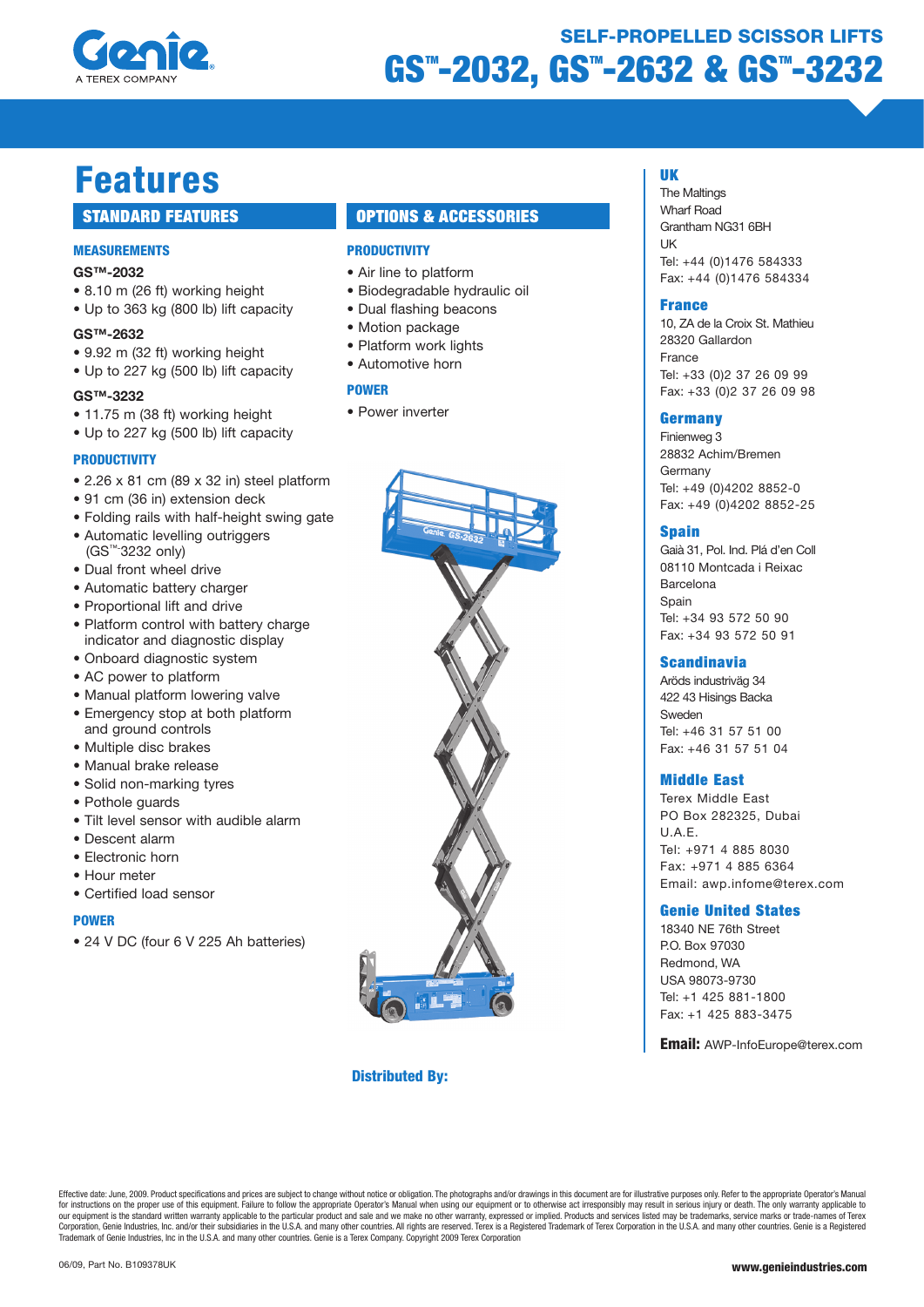# SELF-PROPELLED SCISSOR LIFTS

# GS™-2032, GS™-2632 & GS™-3232

# Features

## STANDARD FEATURES

### MEASUREMENTS

**GS™-2032**

- 8.10 m (26 ft) working height
- Up to 363 kg (800 lb) lift capacity

**GS™-2632**

- 9.92 m (32 ft) working height
- Up to 227 kg (500 lb) lift capacity

**GS™-3232**

- 11.75 m (38 ft) working height
- Up to 227 kg (500 lb) lift capacity

### PRODUCTIVITY

- 2.26 x 81 cm (89 x 32 in) steel platform
- 91 cm (36 in) extension deck
- Folding rails with half-height swing gate
- Automatic levelling outriggers (GS™-3232 only)
- Dual front wheel drive
- Automatic battery charger
- Proportional lift and drive
- Platform control with battery charge indicator and diagnostic display
- Onboard diagnostic system
- AC power to platform
- Manual platform lowering valve
- Emergency stop at both platform and ground controls
- Multiple disc brakes
- Manual brake release
- Solid non-marking tyres
- Pothole guards
- Tilt level sensor with audible alarm
- Descent alarm
- Electronic horn
- Hour meter
- Certified load sensor

### POWER

- 24 V DC (four 6 V 225 Ah batteries)

## OPTIONS & ACCESSORIES

### PRODUCTIVITY

- Air line to platform
- Biodegradable hydraulic oil
- Dual flashing beacons
- Motion package
- Platform work lights
- Automotive horn

### POWER

- Power inverter

**Distributed By:**

### UK

The Maltings
Wharf Road
Grantham NG31 6BH
UK
Tel: +44 (0)1476 584333
Fax: +44 (0)1476 584334

### France

10, ZA de la Croix St. Mathieu
28320 Gallardon
France
Tel: +33 (0)2 37 26 09 99
Fax: +33 (0)2 37 26 09 98

### Germany

Finienweg 3
28832 Achim/Bremen
Germany
Tel: +49 (0)4202 8852-0
Fax: +49 (0)4202 8852-25

### Spain

Gaià 31, Pol. Ind. Plá d'en Coll
08110 Montcada i Reixac
Barcelona
Spain
Tel: +34 93 572 50 90
Fax: +34 93 572 50 91

### Scandinavia

Aröds industriväg 34
422 43 Hisings Backa
Sweden
Tel: +46 31 57 51 00
Fax: +46 31 57 51 04

### Middle East

Terex Middle East
PO Box 282325, Dubai
U.A.E.
Tel: +971 4 885 8030
Fax: +971 4 885 6364
Email: awp.infome@terex.com

### Genie United States

18340 NE 76th Street
P.O. Box 97030
Redmond, WA
USA 98073-9730
Tel: +1 425 881-1800
Fax: +1 425 883-3475

**Email:** AWP-InfoEurope@terex.com

Effective date: June, 2009. Product specifications and prices are subject to change without notice or obligation. The photographs and/or drawings in this document are for illustrative purposes only. Refer to the appropriate Operator's Manual for instructions on the proper use of this equipment. Failure to follow the appropriate Operator's Manual when using our equipment or to otherwise act irresponsibly may result in serious injury or death. The only warranty applicable to our equipment is the standard written warranty applicable to the particular product and sale and we make no other warranty, expressed or implied. Products and services listed may be trademarks, service marks or trade-names of Terex Corporation, Genie Industries, Inc. and/or their subsidiaries in the U.S.A. and many other countries. All rights are reserved. Terex is a Registered Trademark of Terex Corporation in the U.S.A. and many other countries. Genie is a Registered Trademark of Genie Industries, Inc in the U.S.A. and many other countries. Genie is a Terex Company. Copyright 2009 Terex Corporation

06/09, Part No. B109378UK

www.genieindustries.com